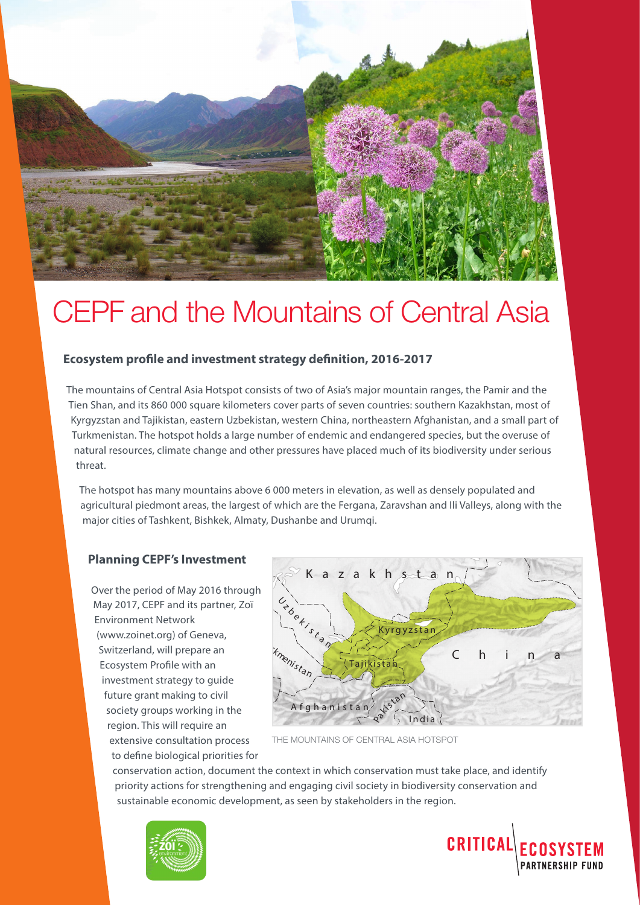# CEPF and the Mountains of Central Asia

### Ecosystem profile and investment strategy definition, 2016-2017

The mountains of Central Asia Hotspot consists of two of Asia's major mountain ranges, the Pamir and the Tien Shan, and its 860 000 square kilometers cover parts of seven countries: southern Kazakhstan, most of Kyrgyzstan and Tajikistan, eastern Uzbekistan, western China, northeastern Afghanistan, and a small part of Turkmenistan. The hotspot holds a large number of endemic and endangered species, but the overuse of natural resources, climate change and other pressures have placed much of its biodiversity under serious threat.

The hotspot has many mountains above 6 000 meters in elevation, as well as densely populated and agricultural piedmont areas, the largest of which are the Fergana, Zaravshan and Ili Valleys, along with the major cities of Tashkent, Bishkek, Almaty, Dushanbe and Urumqi.

### Planning CEPF's Investment

Over the period of May 2016 through May 2017, CEPF and its partner, Zoï Environment Network (www.zoinet.org) of Geneva, Switzerland, will prepare an Ecosystem Profile with an investment strategy to guide future grant making to civil society groups working in the region. This will require an extensive consultation process to define biological priorities for conservation action, document the context in which conservation must take place, and identify priority actions for strengthening and engaging civil society in biodiversity conservation and sustainable economic development, as seen by stakeholders in the region.

THE MOUNTAINS OF CENTRAL ASIA HOTSPOT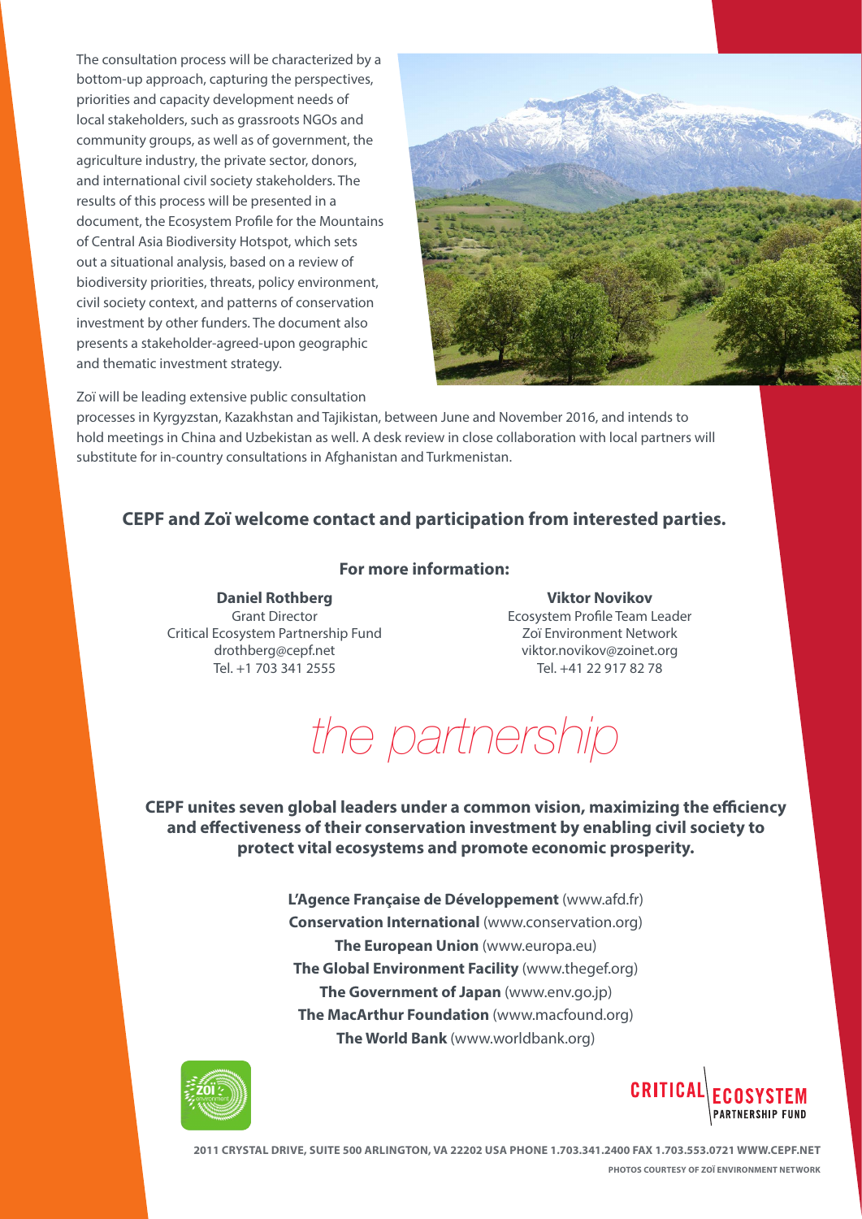The consultation process will be characterized by a bottom-up approach, capturing the perspectives, priorities and capacity development needs of local stakeholders, such as grassroots NGOs and community groups, as well as of government, the agriculture industry, the private sector, donors, and international civil society stakeholders. The results of this process will be presented in a document, the Ecosystem Profile for the Mountains of Central Asia Biodiversity Hotspot, which sets out a situational analysis, based on a review of biodiversity priorities, threats, policy environment, civil society context, and patterns of conservation investment by other funders. The document also presents a stakeholder-agreed-upon geographic and thematic investment strategy.

Zoï will be leading extensive public consultation processes in Kyrgyzstan, Kazakhstan and Tajikistan, between June and November 2016, and intends to hold meetings in China and Uzbekistan as well. A desk review in close collaboration with local partners will substitute for in-country consultations in Afghanistan and Turkmenistan.

**CEPF and Zoï welcome contact and participation from interested parties.**

**For more information:**

**Daniel Rothberg**
Grant Director
Critical Ecosystem Partnership Fund
drothberg@cepf.net
Tel. +1 703 341 2555

**Viktor Novikov**
Ecosystem Profile Team Leader
Zoï Environment Network
viktor.novikov@zoinet.org
Tel. +41 22 917 82 78

# *the partnership*

**CEPF unites seven global leaders under a common vision, maximizing the efficiency and effectiveness of their conservation investment by enabling civil society to protect vital ecosystems and promote economic prosperity.**

**L'Agence Française de Développement** (www.afd.fr)
**Conservation International** (www.conservation.org)
**The European Union** (www.europa.eu)
**The Global Environment Facility** (www.thegef.org)
**The Government of Japan** (www.env.go.jp)
**The MacArthur Foundation** (www.macfound.org)
**The World Bank** (www.worldbank.org)

2011 CRYSTAL DRIVE, SUITE 500 ARLINGTON, VA 22202 USA PHONE 1.703.341.2400 FAX 1.703.553.0721 WWW.CEPF.NET

PHOTOS COURTESY OF ZOÏ ENVIRONMENT NETWORK